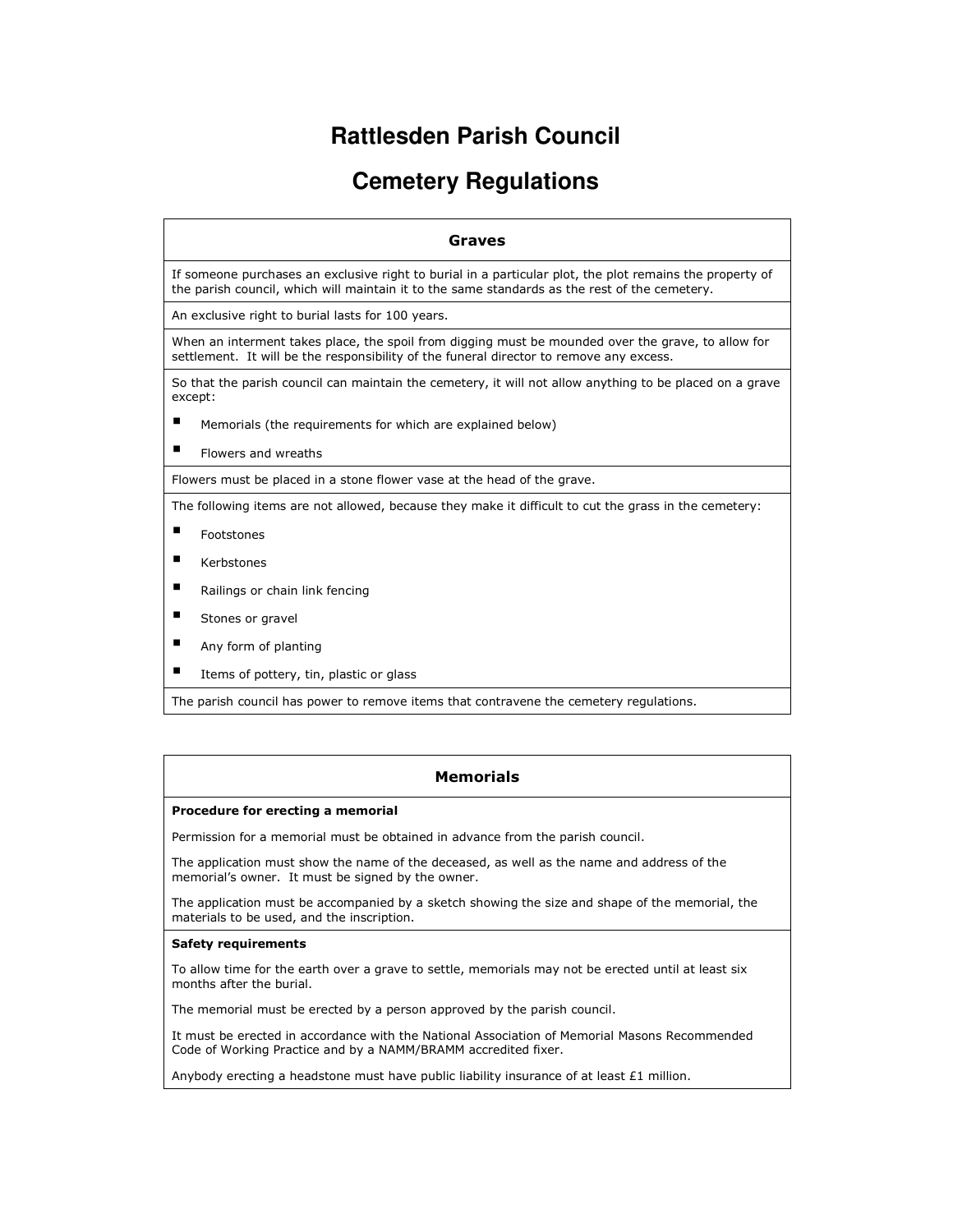# Rattlesden Parish Council

# Cemetery Regulations

## Graves

If someone purchases an exclusive right to burial in a particular plot, the plot remains the property of the parish council, which will maintain it to the same standards as the rest of the cemetery.

An exclusive right to burial lasts for 100 years.

When an interment takes place, the spoil from digging must be mounded over the grave, to allow for settlement. It will be the responsibility of the funeral director to remove any excess.

So that the parish council can maintain the cemetery, it will not allow anything to be placed on a grave except:

- Memorials (the requirements for which are explained below)
- Flowers and wreaths

Flowers must be placed in a stone flower vase at the head of the grave.

The following items are not allowed, because they make it difficult to cut the grass in the cemetery:

- Footstones
- Kerbstones
- Railings or chain link fencing
- Stones or gravel
- Any form of planting
- Items of pottery, tin, plastic or glass

The parish council has power to remove items that contravene the cemetery regulations.

## Memorials

**Procedure for erecting a memorial**

Permission for a memorial must be obtained in advance from the parish council.

The application must show the name of the deceased, as well as the name and address of the memorial's owner. It must be signed by the owner.

The application must be accompanied by a sketch showing the size and shape of the memorial, the materials to be used, and the inscription.

**Safety requirements**

To allow time for the earth over a grave to settle, memorials may not be erected until at least six months after the burial.

The memorial must be erected by a person approved by the parish council.

It must be erected in accordance with the National Association of Memorial Masons Recommended Code of Working Practice and by a NAMM/BRAMM accredited fixer.

Anybody erecting a headstone must have public liability insurance of at least £1 million.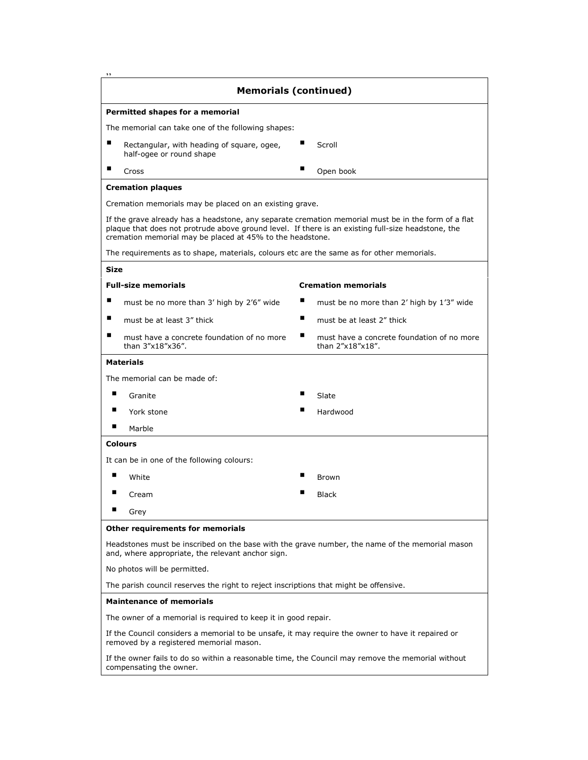## Memorials (continued)

### Permitted shapes for a memorial

The memorial can take one of the following shapes:

- Rectangular, with heading of square, ogee, half-ogee or round shape
- Scroll
- Cross
- Open book

### Cremation plaques

Cremation memorials may be placed on an existing grave.

If the grave already has a headstone, any separate cremation memorial must be in the form of a flat plaque that does not protrude above ground level. If there is an existing full-size headstone, the cremation memorial may be placed at 45% to the headstone.

The requirements as to shape, materials, colours etc are the same as for other memorials.

### Size

**Full-size memorials**

- must be no more than 3' high by 2'6" wide
- must be at least 3" thick
- must have a concrete foundation of no more than 3"x18"x36".

**Cremation memorials**

- must be no more than 2' high by 1'3" wide
- must be at least 2" thick
- must have a concrete foundation of no more than 2"x18"x18".

### Materials

The memorial can be made of:

- Granite
- Slate
- York stone
- Hardwood
- Marble

### Colours

It can be in one of the following colours:

- White
- Brown
- Cream
- Black
- Grey

### Other requirements for memorials

Headstones must be inscribed on the base with the grave number, the name of the memorial mason and, where appropriate, the relevant anchor sign.

No photos will be permitted.

The parish council reserves the right to reject inscriptions that might be offensive.

### Maintenance of memorials

The owner of a memorial is required to keep it in good repair.

If the Council considers a memorial to be unsafe, it may require the owner to have it repaired or removed by a registered memorial mason.

If the owner fails to do so within a reasonable time, the Council may remove the memorial without compensating the owner.